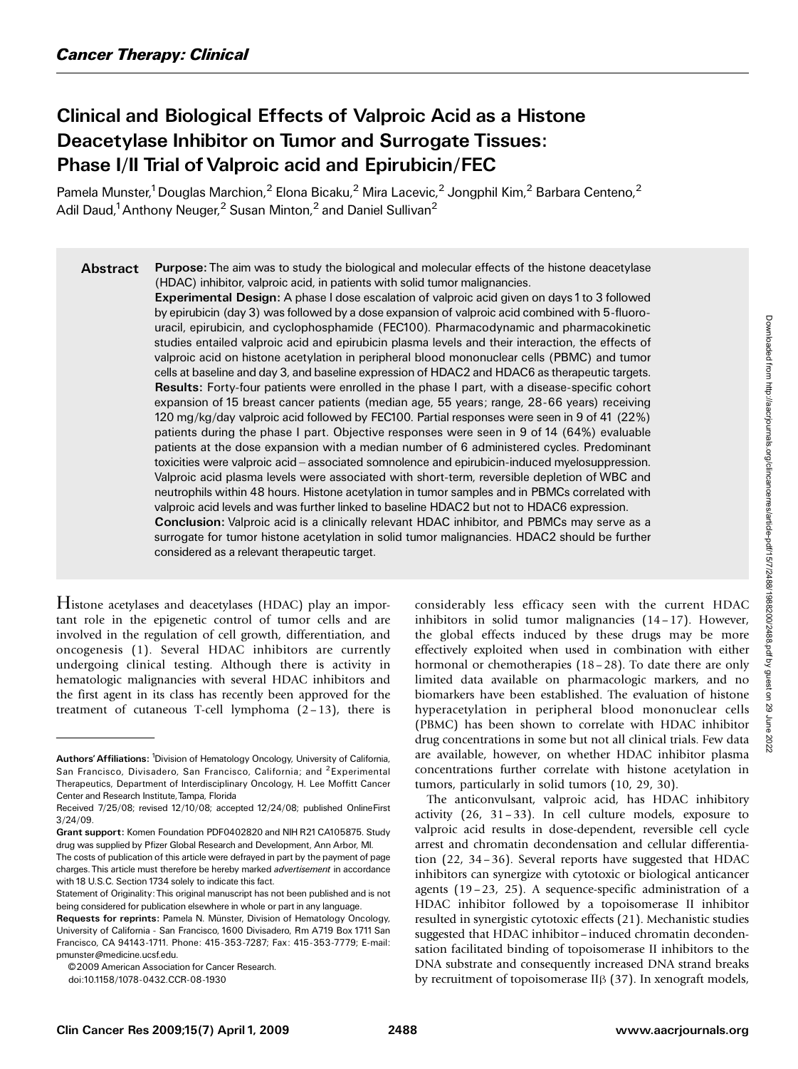Cancer Therapy: Clinical

# Clinical and Biological Effects of Valproic Acid as a Histone Deacetylase Inhibitor on Tumor and Surrogate Tissues: Phase I/II Trial of Valproic acid and Epirubicin/FEC

Pamela Munster,[1] Douglas Marchion,[2] Elona Bicaku,[2] Mira Lacevic,[2] Jongphil Kim,[2] Barbara Centeno,[2] Adil Daud,[1] Anthony Neuger,[2] Susan Minton,[2] and Daniel Sullivan[2]

**Abstract**

**Purpose:** The aim was to study the biological and molecular effects of the histone deacetylase (HDAC) inhibitor, valproic acid, in patients with solid tumor malignancies.

**Experimental Design:** A phase I dose escalation of valproic acid given on days 1 to 3 followed by epirubicin (day 3) was followed by a dose expansion of valproic acid combined with 5-fluorouracil, epirubicin, and cyclophosphamide (FEC100). Pharmacodynamic and pharmacokinetic studies entailed valproic acid and epirubicin plasma levels and their interaction, the effects of valproic acid on histone acetylation in peripheral blood mononuclear cells (PBMC) and tumor cells at baseline and day 3, and baseline expression of HDAC2 and HDAC6 as therapeutic targets.

**Results:** Forty-four patients were enrolled in the phase I part, with a disease-specific cohort expansion of 15 breast cancer patients (median age, 55 years; range, 28-66 years) receiving 120 mg/kg/day valproic acid followed by FEC100. Partial responses were seen in 9 of 41 (22%) patients during the phase I part. Objective responses were seen in 9 of 14 (64%) evaluable patients at the dose expansion with a median number of 6 administered cycles. Predominant toxicities were valproic acid – associated somnolence and epirubicin-induced myelosuppression. Valproic acid plasma levels were associated with short-term, reversible depletion of WBC and neutrophils within 48 hours. Histone acetylation in tumor samples and in PBMCs correlated with valproic acid levels and was further linked to baseline HDAC2 but not to HDAC6 expression.

**Conclusion:** Valproic acid is a clinically relevant HDAC inhibitor, and PBMCs may serve as a surrogate for tumor histone acetylation in solid tumor malignancies. HDAC2 should be further considered as a relevant therapeutic target.

Histone acetylases and deacetylases (HDAC) play an important role in the epigenetic control of tumor cells and are involved in the regulation of cell growth, differentiation, and oncogenesis (1). Several HDAC inhibitors are currently undergoing clinical testing. Although there is activity in hematologic malignancies with several HDAC inhibitors and the first agent in its class has recently been approved for the treatment of cutaneous T-cell lymphoma (2 – 13), there is considerably less efficacy seen with the current HDAC inhibitors in solid tumor malignancies (14 – 17). However, the global effects induced by these drugs may be more effectively exploited when used in combination with either hormonal or chemotherapies (18 – 28). To date there are only limited data available on pharmacologic markers, and no biomarkers have been established. The evaluation of histone hyperacetylation in peripheral blood mononuclear cells (PBMC) has been shown to correlate with HDAC inhibitor drug concentrations in some but not all clinical trials. Few data are available, however, on whether HDAC inhibitor plasma concentrations further correlate with histone acetylation in tumors, particularly in solid tumors (10, 29, 30).

The anticonvulsant, valproic acid, has HDAC inhibitory activity (26, 31 – 33). In cell culture models, exposure to valproic acid results in dose-dependent, reversible cell cycle arrest and chromatin decondensation and cellular differentiation (22, 34 – 36). Several reports have suggested that HDAC inhibitors can synergize with cytotoxic or biological anticancer agents (19 – 23, 25). A sequence-specific administration of a HDAC inhibitor followed by a topoisomerase II inhibitor resulted in synergistic cytotoxic effects (21). Mechanistic studies suggested that HDAC inhibitor – induced chromatin decondensation facilitated binding of topoisomerase II inhibitors to the DNA substrate and consequently increased DNA strand breaks by recruitment of topoisomerase IIβ (37). In xenograft models,

---

**Authors' Affiliations:** [1]Division of Hematology Oncology, University of California, San Francisco, Divisadero, San Francisco, California; and [2]Experimental Therapeutics, Department of Interdisciplinary Oncology, H. Lee Moffitt Cancer Center and Research Institute, Tampa, Florida

Received 7/25/08; revised 12/10/08; accepted 12/24/08; published OnlineFirst 3/24/09.

**Grant support:** Komen Foundation PDF0402820 and NIH R21 CA105875. Study drug was supplied by Pfizer Global Research and Development, Ann Arbor, MI.

The costs of publication of this article were defrayed in part by the payment of page charges. This article must therefore be hereby marked *advertisement* in accordance with 18 U.S.C. Section 1734 solely to indicate this fact.

Statement of Originality: This original manuscript has not been published and is not being considered for publication elsewhere in whole or in part in any language.

**Requests for reprints:** Pamela N. Münster, Division of Hematology Oncology, University of California - San Francisco, 1600 Divisadero, Rm A719 Box 1711 San Francisco, CA 94143-1711. Phone: 415-353-7287; Fax: 415-353-7779; E-mail: pmunster@medicine.ucsf.edu.

©2009 American Association for Cancer Research.

doi:10.1158/1078-0432.CCR-08-1930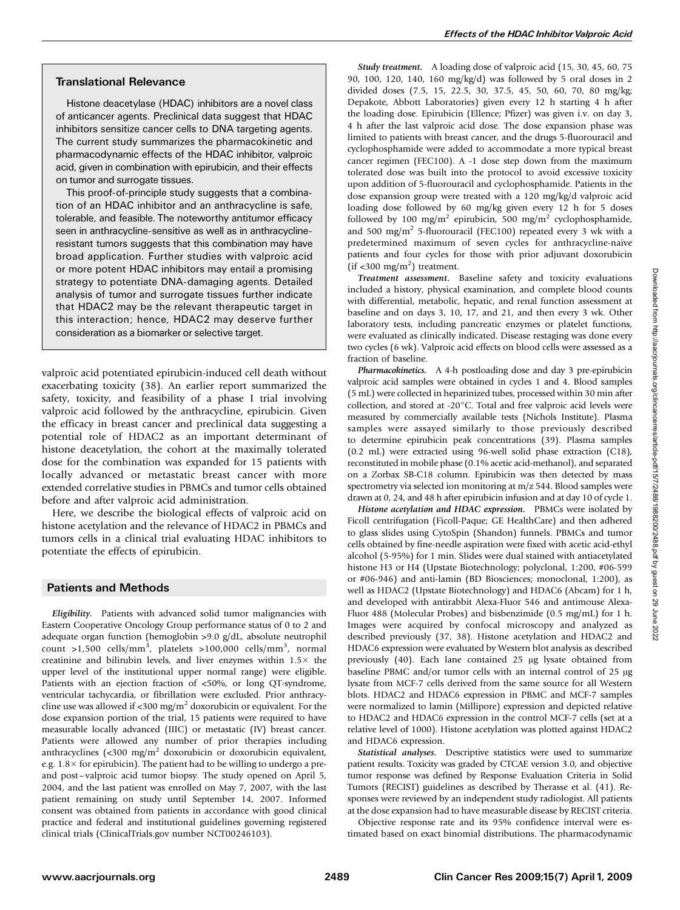## Translational Relevance

Histone deacetylase (HDAC) inhibitors are a novel class of anticancer agents. Preclinical data suggest that HDAC inhibitors sensitize cancer cells to DNA targeting agents. The current study summarizes the pharmacokinetic and pharmacodynamic effects of the HDAC inhibitor, valproic acid, given in combination with epirubicin, and their effects on tumor and surrogate tissues.

This proof-of-principle study suggests that a combination of an HDAC inhibitor and an anthracycline is safe, tolerable, and feasible. The noteworthy antitumor efficacy seen in anthracycline-sensitive as well as in anthracycline-resistant tumors suggests that this combination may have broad application. Further studies with valproic acid or more potent HDAC inhibitors may entail a promising strategy to potentiate DNA-damaging agents. Detailed analysis of tumor and surrogate tissues further indicate that HDAC2 may be the relevant therapeutic target in this interaction; hence, HDAC2 may deserve further consideration as a biomarker or selective target.

valproic acid potentiated epirubicin-induced cell death without exacerbating toxicity (38). An earlier report summarized the safety, toxicity, and feasibility of a phase I trial involving valproic acid followed by the anthracycline, epirubicin. Given the efficacy in breast cancer and preclinical data suggesting a potential role of HDAC2 as an important determinant of histone deacetylation, the cohort at the maximally tolerated dose for the combination was expanded for 15 patients with locally advanced or metastatic breast cancer with more extended correlative studies in PBMCs and tumor cells obtained before and after valproic acid administration.

Here, we describe the biological effects of valproic acid on histone acetylation and the relevance of HDAC2 in PBMCs and tumors cells in a clinical trial evaluating HDAC inhibitors to potentiate the effects of epirubicin.

## Patients and Methods

***Eligibility.*** Patients with advanced solid tumor malignancies with Eastern Cooperative Oncology Group performance status of 0 to 2 and adequate organ function (hemoglobin >9.0 g/dL, absolute neutrophil count >1,500 cells/mm$^3$, platelets >100,000 cells/mm$^3$, normal creatinine and bilirubin levels, and liver enzymes within 1.5× the upper level of the institutional upper normal range) were eligible. Patients with an ejection fraction of <50%, or long QT-syndrome, ventricular tachycardia, or fibrillation were excluded. Prior anthracycline use was allowed if <300 mg/m$^2$ doxorubicin or equivalent. For the dose expansion portion of the trial, 15 patients were required to have measurable locally advanced (IIIC) or metastatic (IV) breast cancer. Patients were allowed any number of prior therapies including anthracyclines (<300 mg/m$^2$ doxorubicin or doxorubicin equivalent, e.g. 1.8× for epirubicin). The patient had to be willing to undergo a pre- and post–valproic acid tumor biopsy. The study opened on April 5, 2004, and the last patient was enrolled on May 7, 2007, with the last patient remaining on study until September 14, 2007. Informed consent was obtained from patients in accordance with good clinical practice and federal and institutional guidelines governing registered clinical trials (ClinicalTrials.gov number NCT00246103).

***Study treatment.*** A loading dose of valproic acid (15, 30, 45, 60, 75 90, 100, 120, 140, 160 mg/kg/d) was followed by 5 oral doses in 2 divided doses (7.5, 15, 22.5, 30, 37.5, 45, 50, 60, 70, 80 mg/kg; Depakote, Abbott Laboratories) given every 12 h starting 4 h after the loading dose. Epirubicin (Ellence; Pfizer) was given i.v. on day 3, 4 h after the last valproic acid dose. The dose expansion phase was limited to patients with breast cancer, and the drugs 5-fluorouracil and cyclophosphamide were added to accommodate a more typical breast cancer regimen (FEC100). A -1 dose step down from the maximum tolerated dose was built into the protocol to avoid excessive toxicity upon addition of 5-fluorouracil and cyclophosphamide. Patients in the dose expansion group were treated with a 120 mg/kg/d valproic acid loading dose followed by 60 mg/kg given every 12 h for 5 doses followed by 100 mg/m$^2$ epirubicin, 500 mg/m$^2$ cyclophosphamide, and 500 mg/m$^2$ 5-fluorouracil (FEC100) repeated every 3 wk with a predetermined maximum of seven cycles for anthracycline-naïve patients and four cycles for those with prior adjuvant doxorubicin (if <300 mg/m$^2$) treatment.

***Treatment assessment.*** Baseline safety and toxicity evaluations included a history, physical examination, and complete blood counts with differential, metabolic, hepatic, and renal function assessment at baseline and on days 3, 10, 17, and 21, and then every 3 wk. Other laboratory tests, including pancreatic enzymes or platelet functions, were evaluated as clinically indicated. Disease restaging was done every two cycles (6 wk). Valproic acid effects on blood cells were assessed as a fraction of baseline.

***Pharmacokinetics.*** A 4-h postloading dose and day 3 pre-epirubicin valproic acid samples were obtained in cycles 1 and 4. Blood samples (5 mL) were collected in heparinized tubes, processed within 30 min after collection, and stored at -20°C. Total and free valproic acid levels were measured by commercially available tests (Nichols Institute). Plasma samples were assayed similarly to those previously described to determine epirubicin peak concentrations (39). Plasma samples (0.2 mL) were extracted using 96-well solid phase extraction (C18), reconstituted in mobile phase (0.1% acetic acid-methanol), and separated on a Zorbax SB-C18 column. Epirubicin was then detected by mass spectrometry via selected ion monitoring at m/z 544. Blood samples were drawn at 0, 24, and 48 h after epirubicin infusion and at day 10 of cycle 1.

***Histone acetylation and HDAC expression.*** PBMCs were isolated by Ficoll centrifugation (Ficoll-Paque; GE HealthCare) and then adhered to glass slides using CytoSpin (Shandon) funnels. PBMCs and tumor cells obtained by fine-needle aspiration were fixed with acetic acid-ethyl alcohol (5-95%) for 1 min. Slides were dual stained with antiacetylated histone H3 or H4 (Upstate Biotechnology; polyclonal, 1:200, #06-599 or #06-946) and anti-lamin (BD Biosciences; monoclonal, 1:200), as well as HDAC2 (Upstate Biotechnology) and HDAC6 (Abcam) for 1 h, and developed with antirabbit Alexa-Fluor 546 and antimouse Alexa-Fluor 488 (Molecular Probes) and bisbenzimide (0.5 mg/mL) for 1 h. Images were acquired by confocal microscopy and analyzed as described previously (37, 38). Histone acetylation and HDAC2 and HDAC6 expression were evaluated by Western blot analysis as described previously (40). Each lane contained 25 μg lysate obtained from baseline PBMC and/or tumor cells with an internal control of 25 μg lysate from MCF-7 cells derived from the same source for all Western blots. HDAC2 and HDAC6 expression in PBMC and MCF-7 samples were normalized to lamin (Millipore) expression and depicted relative to HDAC2 and HDAC6 expression in the control MCF-7 cells (set at a relative level of 1000). Histone acetylation was plotted against HDAC2 and HDAC6 expression.

***Statistical analyses.*** Descriptive statistics were used to summarize patient results. Toxicity was graded by CTCAE version 3.0, and objective tumor response was defined by Response Evaluation Criteria in Solid Tumors (RECIST) guidelines as described by Therasse et al. (41). Responses were reviewed by an independent study radiologist. All patients at the dose expansion had to have measurable disease by RECIST criteria.

Objective response rate and its 95% confidence interval were estimated based on exact binomial distributions. The pharmacodynamic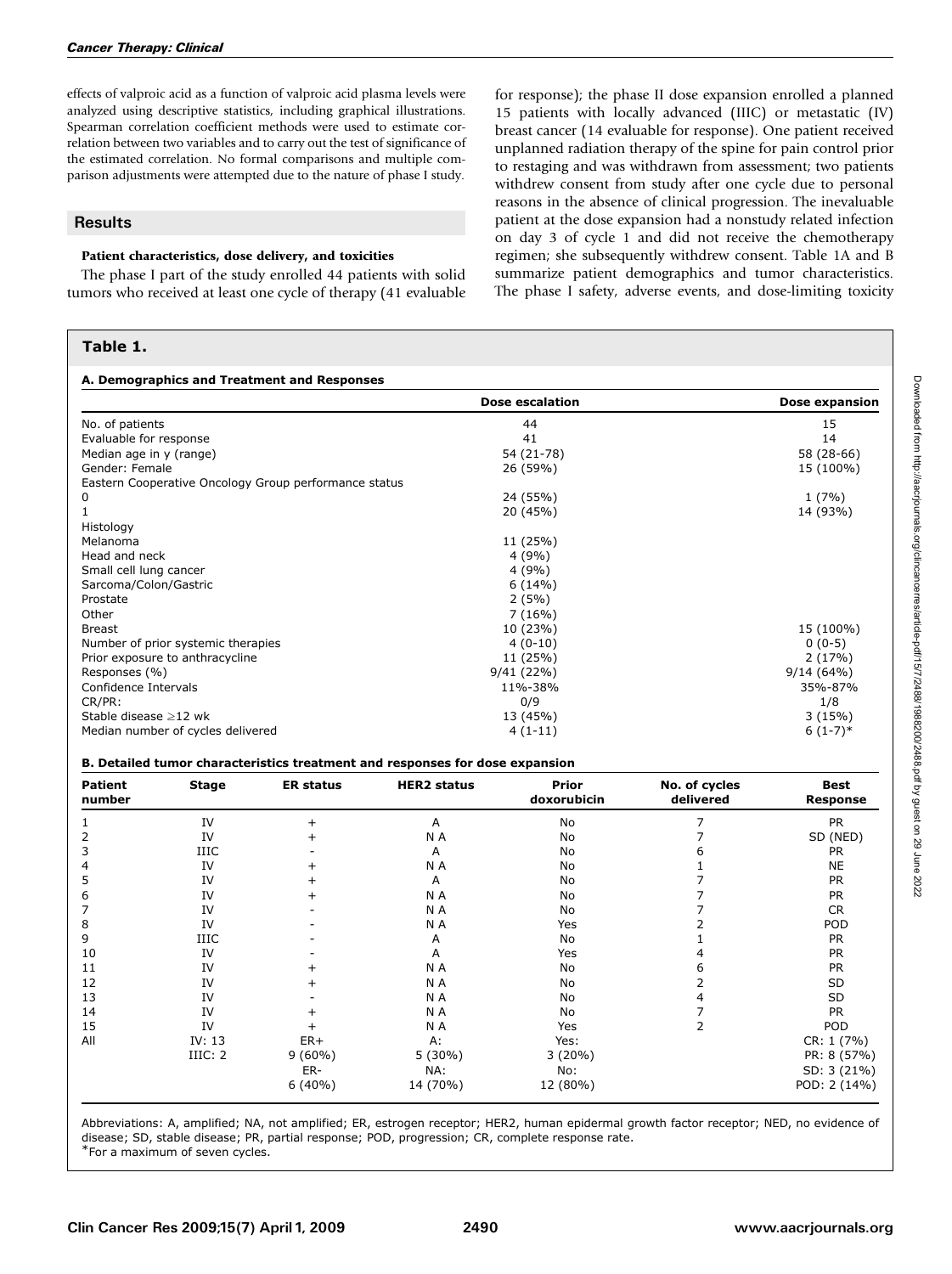effects of valproic acid as a function of valproic acid plasma levels were analyzed using descriptive statistics, including graphical illustrations. Spearman correlation coefficient methods were used to estimate correlation between two variables and to carry out the test of significance of the estimated correlation. No formal comparisons and multiple comparison adjustments were attempted due to the nature of phase I study.

## Results

### Patient characteristics, dose delivery, and toxicities

The phase I part of the study enrolled 44 patients with solid tumors who received at least one cycle of therapy (41 evaluable for response); the phase II dose expansion enrolled a planned 15 patients with locally advanced (IIIC) or metastatic (IV) breast cancer (14 evaluable for response). One patient received unplanned radiation therapy of the spine for pain control prior to restaging and was withdrawn from assessment; two patients withdrew consent from study after one cycle due to personal reasons in the absence of clinical progression. The inevaluable patient at the dose expansion had a nonstudy related infection on day 3 of cycle 1 and did not receive the chemotherapy regimen; she subsequently withdrew consent. Table 1A and B summarize patient demographics and tumor characteristics. The phase I safety, adverse events, and dose-limiting toxicity

**Table 1.**

**A. Demographics and Treatment and Responses**

| | Dose escalation | Dose expansion |
|---|---|---|
| No. of patients | 44 | 15 |
| Evaluable for response | 41 | 14 |
| Median age in y (range) | 54 (21-78) | 58 (28-66) |
| Gender: Female | 26 (59%) | 15 (100%) |
| Eastern Cooperative Oncology Group performance status | | |
| 0 | 24 (55%) | 1 (7%) |
| 1 | 20 (45%) | 14 (93%) |
| Histology | | |
| Melanoma | 11 (25%) | |
| Head and neck | 4 (9%) | |
| Small cell lung cancer | 4 (9%) | |
| Sarcoma/Colon/Gastric | 6 (14%) | |
| Prostate | 2 (5%) | |
| Other | 7 (16%) | |
| Breast | 10 (23%) | 15 (100%) |
| Number of prior systemic therapies | 4 (0-10) | 0 (0-5) |
| Prior exposure to anthracycline | 11 (25%) | 2 (17%) |
| Responses (%) | 9/41 (22%) | 9/14 (64%) |
| Confidence Intervals | 11%-38% | 35%-87% |
| CR/PR: | 0/9 | 1/8 |
| Stable disease ≥12 wk | 13 (45%) | 3 (15%) |
| Median number of cycles delivered | 4 (1-11) | 6 (1-7)* |

**B. Detailed tumor characteristics treatment and responses for dose expansion**

| Patient number | Stage | ER status | HER2 status | Prior doxorubicin | No. of cycles delivered | Best Response |
|---|---|---|---|---|---|---|
| 1 | IV | + | A | No | 7 | PR |
| 2 | IV | + | N A | No | 7 | SD (NED) |
| 3 | IIIC | - | A | No | 6 | PR |
| 4 | IV | + | N A | No | 1 | NE |
| 5 | IV | + | A | No | 7 | PR |
| 6 | IV | + | N A | No | 7 | PR |
| 7 | IV | - | N A | No | 7 | CR |
| 8 | IV | - | N A | Yes | 2 | POD |
| 9 | IIIC | - | A | No | 1 | PR |
| 10 | IV | - | A | Yes | 4 | PR |
| 11 | IV | + | N A | No | 6 | PR |
| 12 | IV | + | N A | No | 2 | SD |
| 13 | IV | - | N A | No | 4 | SD |
| 14 | IV | + | N A | No | 7 | PR |
| 15 | IV | + | N A | Yes | 2 | POD |
| All | IV: 13<br>IIIC: 2 | ER+<br>9 (60%)<br>ER-<br>6 (40%) | A:<br>5 (30%)<br>NA:<br>14 (70%) | Yes:<br>3 (20%)<br>No:<br>12 (80%) | | CR: 1 (7%)<br>PR: 8 (57%)<br>SD: 3 (21%)<br>POD: 2 (14%) |

Abbreviations: A, amplified; NA, not amplified; ER, estrogen receptor; HER2, human epidermal growth factor receptor; NED, no evidence of disease; SD, stable disease; PR, partial response; POD, progression; CR, complete response rate.
*For a maximum of seven cycles.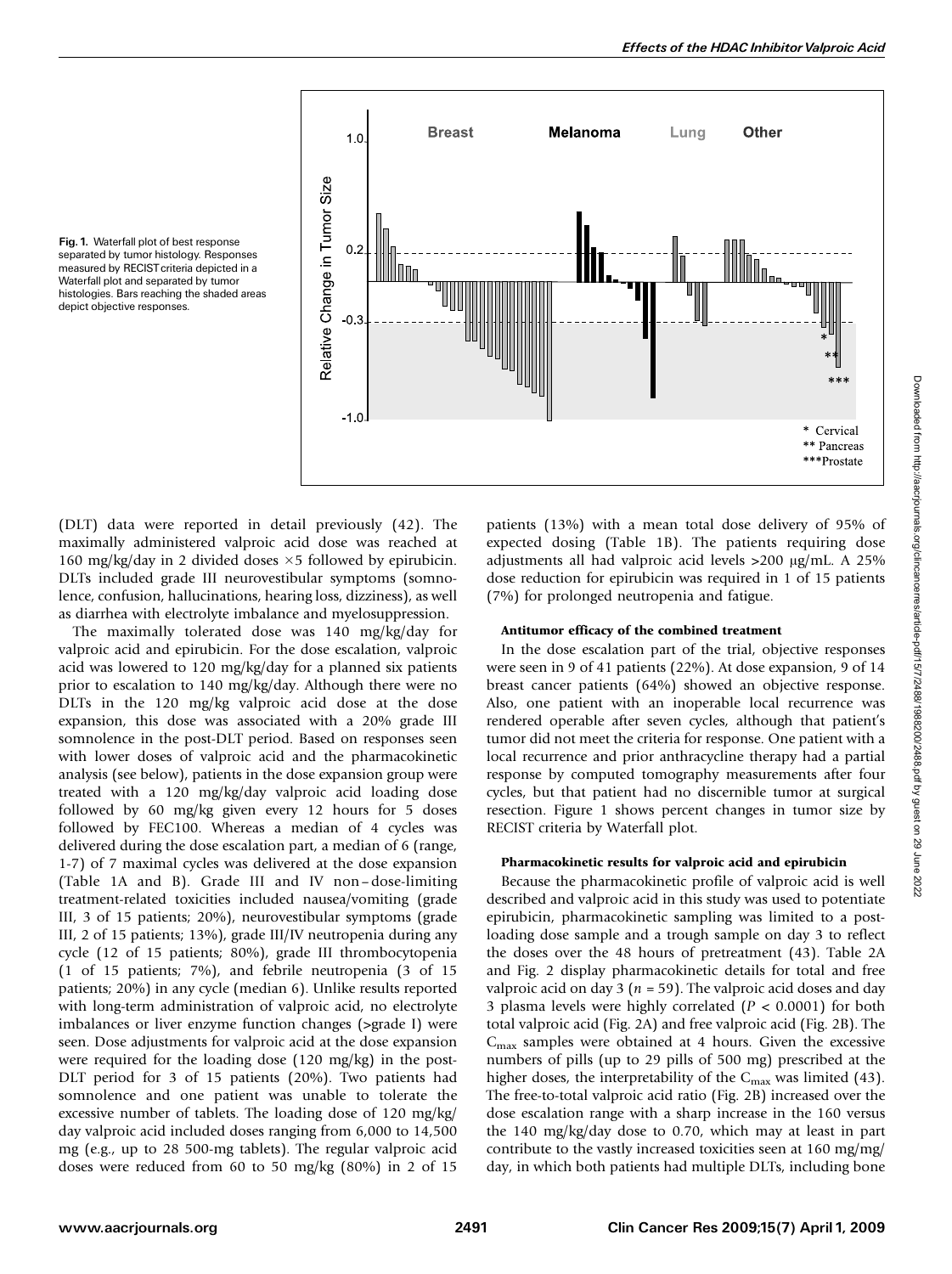**Fig. 1.** Waterfall plot of best response separated by tumor histology. Responses measured by RECIST criteria depicted in a Waterfall plot and separated by tumor histologies. Bars reaching the shaded areas depict objective responses.

(DLT) data were reported in detail previously (42). The maximally administered valproic acid dose was reached at 160 mg/kg/day in 2 divided doses ×5 followed by epirubicin. DLTs included grade III neurovestibular symptoms (somnolence, confusion, hallucinations, hearing loss, dizziness), as well as diarrhea with electrolyte imbalance and myelosuppression.

The maximally tolerated dose was 140 mg/kg/day for valproic acid and epirubicin. For the dose escalation, valproic acid was lowered to 120 mg/kg/day for a planned six patients prior to escalation to 140 mg/kg/day. Although there were no DLTs in the 120 mg/kg valproic acid dose at the dose expansion, this dose was associated with a 20% grade III somnolence in the post-DLT period. Based on responses seen with lower doses of valproic acid and the pharmacokinetic analysis (see below), patients in the dose expansion group were treated with a 120 mg/kg/day valproic acid loading dose followed by 60 mg/kg given every 12 hours for 5 doses followed by FEC100. Whereas a median of 4 cycles was delivered during the dose escalation part, a median of 6 (range, 1-7) of 7 maximal cycles was delivered at the dose expansion (Table 1A and B). Grade III and IV non–dose-limiting treatment-related toxicities included nausea/vomiting (grade III, 3 of 15 patients; 20%), neurovestibular symptoms (grade III, 2 of 15 patients; 13%), grade III/IV neutropenia during any cycle (12 of 15 patients; 80%), grade III thrombocytopenia (1 of 15 patients; 7%), and febrile neutropenia (3 of 15 patients; 20%) in any cycle (median 6). Unlike results reported with long-term administration of valproic acid, no electrolyte imbalances or liver enzyme function changes (>grade I) were seen. Dose adjustments for valproic acid at the dose expansion were required for the loading dose (120 mg/kg) in the post-DLT period for 3 of 15 patients (20%). Two patients had somnolence and one patient was unable to tolerate the excessive number of tablets. The loading dose of 120 mg/kg/day valproic acid included doses ranging from 6,000 to 14,500 mg (e.g., up to 28 500-mg tablets). The regular valproic acid doses were reduced from 60 to 50 mg/kg (80%) in 2 of 15 patients (13%) with a mean total dose delivery of 95% of expected dosing (Table 1B). The patients requiring dose adjustments all had valproic acid levels >200 μg/mL. A 25% dose reduction for epirubicin was required in 1 of 15 patients (7%) for prolonged neutropenia and fatigue.

#### Antitumor efficacy of the combined treatment

In the dose escalation part of the trial, objective responses were seen in 9 of 41 patients (22%). At dose expansion, 9 of 14 breast cancer patients (64%) showed an objective response. Also, one patient with an inoperable local recurrence was rendered operable after seven cycles, although that patient's tumor did not meet the criteria for response. One patient with a local recurrence and prior anthracycline therapy had a partial response by computed tomography measurements after four cycles, but that patient had no discernible tumor at surgical resection. Figure 1 shows percent changes in tumor size by RECIST criteria by Waterfall plot.

#### Pharmacokinetic results for valproic acid and epirubicin

Because the pharmacokinetic profile of valproic acid is well described and valproic acid in this study was used to potentiate epirubicin, pharmacokinetic sampling was limited to a post-loading dose sample and a trough sample on day 3 to reflect the doses over the 48 hours of pretreatment (43). Table 2A and Fig. 2 display pharmacokinetic details for total and free valproic acid on day 3 ($n$ = 59). The valproic acid doses and day 3 plasma levels were highly correlated ($P < 0.0001$) for both total valproic acid (Fig. 2A) and free valproic acid (Fig. 2B). The $C_{max}$ samples were obtained at 4 hours. Given the excessive numbers of pills (up to 29 pills of 500 mg) prescribed at the higher doses, the interpretability of the $C_{max}$ was limited (43). The free-to-total valproic acid ratio (Fig. 2B) increased over the dose escalation range with a sharp increase in the 160 versus the 140 mg/kg/day dose to 0.70, which may at least in part contribute to the vastly increased toxicities seen at 160 mg/mg/day, in which both patients had multiple DLTs, including bone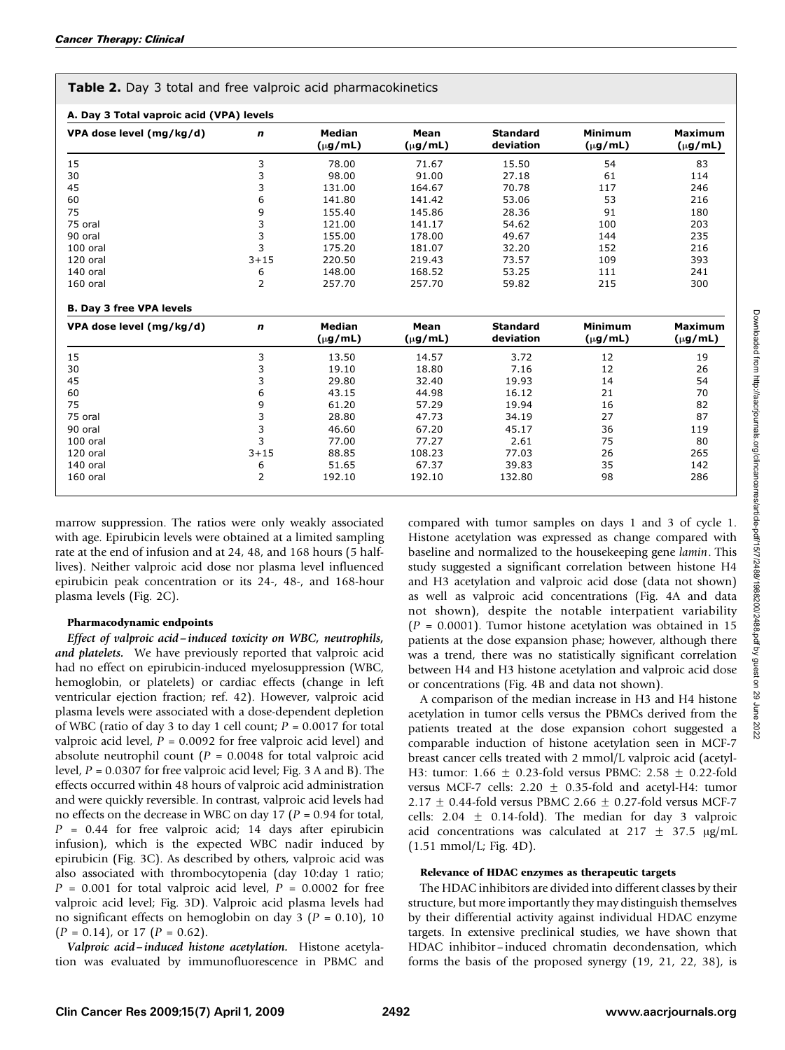**Table 2.** Day 3 total and free valproic acid pharmacokinetics

**A. Day 3 Total vaproic acid (VPA) levels**

| VPA dose level (mg/kg/d) | *n* | Median (μg/mL) | Mean (μg/mL) | Standard deviation | Minimum (μg/mL) | Maximum (μg/mL) |
|---|---|---|---|---|---|---|
| 15 | 3 | 78.00 | 71.67 | 15.50 | 54 | 83 |
| 30 | 3 | 98.00 | 91.00 | 27.18 | 61 | 114 |
| 45 | 3 | 131.00 | 164.67 | 70.78 | 117 | 246 |
| 60 | 6 | 141.80 | 141.42 | 53.06 | 53 | 216 |
| 75 | 9 | 155.40 | 145.86 | 28.36 | 91 | 180 |
| 75 oral | 3 | 121.00 | 141.17 | 54.62 | 100 | 203 |
| 90 oral | 3 | 155.00 | 178.00 | 49.67 | 144 | 235 |
| 100 oral | 3 | 175.20 | 181.07 | 32.20 | 152 | 216 |
| 120 oral | 3+15 | 220.50 | 219.43 | 73.57 | 109 | 393 |
| 140 oral | 6 | 148.00 | 168.52 | 53.25 | 111 | 241 |
| 160 oral | 2 | 257.70 | 257.70 | 59.82 | 215 | 300 |

**B. Day 3 free VPA levels**

| VPA dose level (mg/kg/d) | *n* | Median (μg/mL) | Mean (μg/mL) | Standard deviation | Minimum (μg/mL) | Maximum (μg/mL) |
|---|---|---|---|---|---|---|
| 15 | 3 | 13.50 | 14.57 | 3.72 | 12 | 19 |
| 30 | 3 | 19.10 | 18.80 | 7.16 | 12 | 26 |
| 45 | 3 | 29.80 | 32.40 | 19.93 | 14 | 54 |
| 60 | 6 | 43.15 | 44.98 | 16.12 | 21 | 70 |
| 75 | 9 | 61.20 | 57.29 | 19.94 | 16 | 82 |
| 75 oral | 3 | 28.80 | 47.73 | 34.19 | 27 | 87 |
| 90 oral | 3 | 46.60 | 67.20 | 45.17 | 36 | 119 |
| 100 oral | 3 | 77.00 | 77.27 | 2.61 | 75 | 80 |
| 120 oral | 3+15 | 88.85 | 108.23 | 77.03 | 26 | 265 |
| 140 oral | 6 | 51.65 | 67.37 | 39.83 | 35 | 142 |
| 160 oral | 2 | 192.10 | 192.10 | 132.80 | 98 | 286 |

marrow suppression. The ratios were only weakly associated with age. Epirubicin levels were obtained at a limited sampling rate at the end of infusion and at 24, 48, and 168 hours (5 half-lives). Neither valproic acid dose nor plasma level influenced epirubicin peak concentration or its 24-, 48-, and 168-hour plasma levels (Fig. 2C).

#### Pharmacodynamic endpoints

***Effect of valproic acid–induced toxicity on WBC, neutrophils, and platelets.*** We have previously reported that valproic acid had no effect on epirubicin-induced myelosuppression (WBC, hemoglobin, or platelets) or cardiac effects (change in left ventricular ejection fraction; ref. 42). However, valproic acid plasma levels were associated with a dose-dependent depletion of WBC (ratio of day 3 to day 1 cell count; $P = 0.0017$ for total valproic acid level, $P = 0.0092$ for free valproic acid level) and absolute neutrophil count ($P = 0.0048$ for total valproic acid level, $P = 0.0307$ for free valproic acid level; Fig. 3 A and B). The effects occurred within 48 hours of valproic acid administration and were quickly reversible. In contrast, valproic acid levels had no effects on the decrease in WBC on day 17 ($P = 0.94$ for total, $P = 0.44$ for free valproic acid; 14 days after epirubicin infusion), which is the expected WBC nadir induced by epirubicin (Fig. 3C). As described by others, valproic acid was also associated with thrombocytopenia (day 10:day 1 ratio; $P = 0.001$ for total valproic acid level, $P = 0.0002$ for free valproic acid level; Fig. 3D). Valproic acid plasma levels had no significant effects on hemoglobin on day 3 ($P = 0.10$), 10 ($P = 0.14$), or 17 ($P = 0.62$).

***Valproic acid–induced histone acetylation.*** Histone acetylation was evaluated by immunofluorescence in PBMC and compared with tumor samples on days 1 and 3 of cycle 1. Histone acetylation was expressed as change compared with baseline and normalized to the housekeeping gene *lamin*. This study suggested a significant correlation between histone H4 and H3 acetylation and valproic acid dose (data not shown) as well as valproic acid concentrations (Fig. 4A and data not shown), despite the notable interpatient variability ($P = 0.0001$). Tumor histone acetylation was obtained in 15 patients at the dose expansion phase; however, although there was a trend, there was no statistically significant correlation between H4 and H3 histone acetylation and valproic acid dose or concentrations (Fig. 4B and data not shown).

A comparison of the median increase in H3 and H4 histone acetylation in tumor cells versus the PBMCs derived from the patients treated at the dose expansion cohort suggested a comparable induction of histone acetylation seen in MCF-7 breast cancer cells treated with 2 mmol/L valproic acid (acetyl-H3: tumor: 1.66 ± 0.23-fold versus PBMC: 2.58 ± 0.22-fold versus MCF-7 cells: 2.20 ± 0.35-fold and acetyl-H4: tumor 2.17 ± 0.44-fold versus PBMC 2.66 ± 0.27-fold versus MCF-7 cells: 2.04 ± 0.14-fold). The median for day 3 valproic acid concentrations was calculated at 217 ± 37.5 μg/mL (1.51 mmol/L; Fig. 4D).

#### Relevance of HDAC enzymes as therapeutic targets

The HDAC inhibitors are divided into different classes by their structure, but more importantly they may distinguish themselves by their differential activity against individual HDAC enzyme targets. In extensive preclinical studies, we have shown that HDAC inhibitor–induced chromatin decondensation, which forms the basis of the proposed synergy (19, 21, 22, 38), is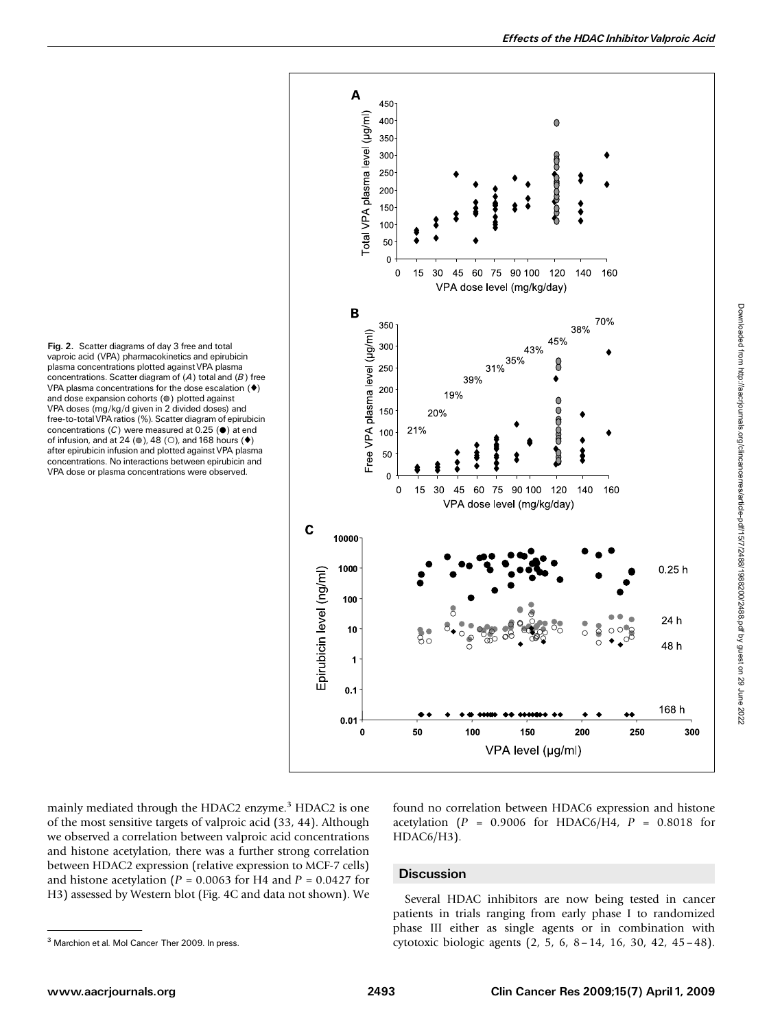Fig. 2. Scatter diagrams of day 3 free and total vaproic acid (VPA) pharmacokinetics and epirubicin plasma concentrations plotted against VPA plasma concentrations. Scatter diagram of (*A*) total and (*B*) free VPA plasma concentrations for the dose escalation (◆) and dose expansion cohorts (●) plotted against VPA doses (mg/kg/d given in 2 divided doses) and free-to-total VPA ratios (%). Scatter diagram of epirubicin concentrations (*C*) were measured at 0.25 (●) at end of infusion, and at 24 (●), 48 (○), and 168 hours (◆) after epirubicin infusion and plotted against VPA plasma concentrations. No interactions between epirubicin and VPA dose or plasma concentrations were observed.

mainly mediated through the HDAC2 enzyme.[3] HDAC2 is one of the most sensitive targets of valproic acid (33, 44). Although we observed a correlation between valproic acid concentrations and histone acetylation, there was a further strong correlation between HDAC2 expression (relative expression to MCF-7 cells) and histone acetylation ($P = 0.0063$ for H4 and $P = 0.0427$ for H3) assessed by Western blot (Fig. 4C and data not shown). We found no correlation between HDAC6 expression and histone acetylation ($P = 0.9006$ for HDAC6/H4, $P = 0.8018$ for HDAC6/H3).

## Discussion

Several HDAC inhibitors are now being tested in cancer patients in trials ranging from early phase I to randomized phase III either as single agents or in combination with cytotoxic biologic agents (2, 5, 6, 8–14, 16, 30, 42, 45–48).

[3] Marchion et al. Mol Cancer Ther 2009. In press.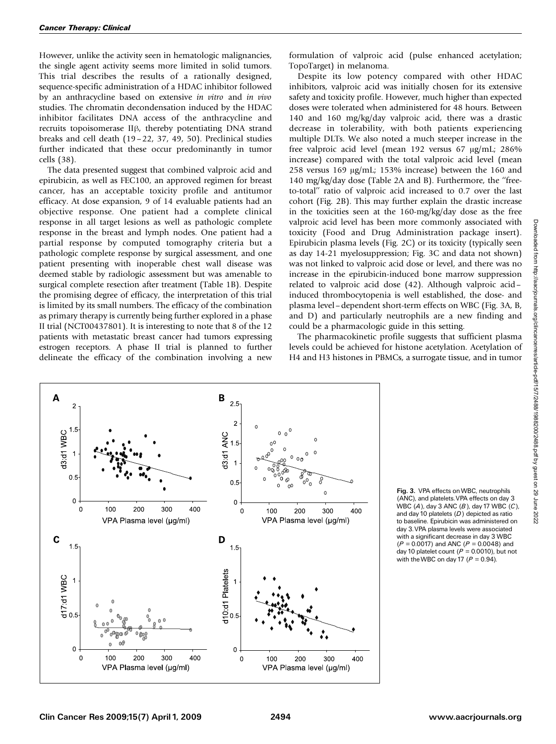However, unlike the activity seen in hematologic malignancies, the single agent activity seems more limited in solid tumors. This trial describes the results of a rationally designed, sequence-specific administration of a HDAC inhibitor followed by an anthracycline based on extensive *in vitro* and *in vivo* studies. The chromatin decondensation induced by the HDAC inhibitor facilitates DNA access of the anthracycline and recruits topoisomerase IIβ, thereby potentiating DNA strand breaks and cell death (19–22, 37, 49, 50). Preclinical studies further indicated that these occur predominantly in tumor cells (38).

The data presented suggest that combined valproic acid and epirubicin, as well as FEC100, an approved regimen for breast cancer, has an acceptable toxicity profile and antitumor efficacy. At dose expansion, 9 of 14 evaluable patients had an objective response. One patient had a complete clinical response in all target lesions as well as pathologic complete response in the breast and lymph nodes. One patient had a partial response by computed tomography criteria but a pathologic complete response by surgical assessment, and one patient presenting with inoperable chest wall disease was deemed stable by radiologic assessment but was amenable to surgical complete resection after treatment (Table 1B). Despite the promising degree of efficacy, the interpretation of this trial is limited by its small numbers. The efficacy of the combination as primary therapy is currently being further explored in a phase II trial (NCT00437801). It is interesting to note that 8 of the 12 patients with metastatic breast cancer had tumors expressing estrogen receptors. A phase II trial is planned to further delineate the efficacy of the combination involving a new formulation of valproic acid (pulse enhanced acetylation; TopoTarget) in melanoma.

Despite its low potency compared with other HDAC inhibitors, valproic acid was initially chosen for its extensive safety and toxicity profile. However, much higher than expected doses were tolerated when administered for 48 hours. Between 140 and 160 mg/kg/day valproic acid, there was a drastic decrease in tolerability, with both patients experiencing multiple DLTs. We also noted a much steeper increase in the free valproic acid level (mean 192 versus 67 μg/mL; 286% increase) compared with the total valproic acid level (mean 258 versus 169 μg/mL; 153% increase) between the 160 and 140 mg/kg/day dose (Table 2A and B). Furthermore, the "free-to-total" ratio of valproic acid increased to 0.7 over the last cohort (Fig. 2B). This may further explain the drastic increase in the toxicities seen at the 160-mg/kg/day dose as the free valproic acid level has been more commonly associated with toxicity (Food and Drug Administration package insert). Epirubicin plasma levels (Fig. 2C) or its toxicity (typically seen as day 14-21 myelosuppression; Fig. 3C and data not shown) was not linked to valproic acid dose or level, and there was no increase in the epirubicin-induced bone marrow suppression related to valproic acid dose (42). Although valproic acid–induced thrombocytopenia is well established, the dose- and plasma level–dependent short-term effects on WBC (Fig. 3A, B, and D) and particularly neutrophils are a new finding and could be a pharmacologic guide in this setting.

The pharmacokinetic profile suggests that sufficient plasma levels could be achieved for histone acetylation. Acetylation of H4 and H3 histones in PBMCs, a surrogate tissue, and in tumor

**Fig. 3.** VPA effects on WBC, neutrophils (ANC), and platelets. VPA effects on day 3 WBC (*A*), day 3 ANC (*B*), day 17 WBC (*C*), and day 10 platelets (*D*) depicted as ratio to baseline. Epirubicin was administered on day 3. VPA plasma levels were associated with a significant decrease in day 3 WBC ($P = 0.0017$) and ANC ($P = 0.0048$) and day 10 platelet count ($P = 0.0010$), but not with the WBC on day 17 ($P = 0.94$).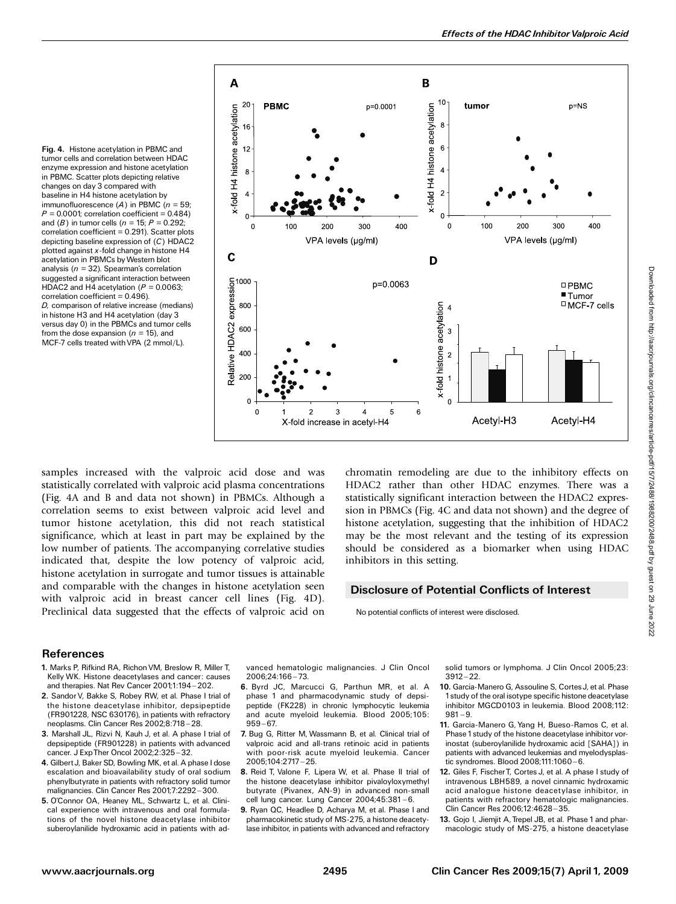**Fig. 4.** Histone acetylation in PBMC and tumor cells and correlation between HDAC enzyme expression and histone acetylation in PBMC. Scatter plots depicting relative changes on day 3 compared with baseline in H4 histone acetylation by immunofluorescence (*A*) in PBMC ($n$ = 59; $P$ = 0.0001; correlation coefficient = 0.484) and (*B*) in tumor cells ($n$ = 15; $P$ = 0.292; correlation coefficient = 0.291). Scatter plots depicting baseline expression of (*C*) HDAC2 plotted against *x*-fold change in histone H4 acetylation in PBMCs by Western blot analysis ($n$ = 32). Spearman's correlation suggested a significant interaction between HDAC2 and H4 acetylation ($P$ = 0.0063; correlation coefficient = 0.496). *D*, comparison of relative increase (medians) in histone H3 and H4 acetylation (day 3 versus day 0) in the PBMCs and tumor cells from the dose expansion ($n$ = 15), and MCF-7 cells treated with VPA (2 mmol/L).

samples increased with the valproic acid dose and was statistically correlated with valproic acid plasma concentrations (Fig. 4A and B and data not shown) in PBMCs. Although a correlation seems to exist between valproic acid level and tumor histone acetylation, this did not reach statistical significance, which at least in part may be explained by the low number of patients. The accompanying correlative studies indicated that, despite the low potency of valproic acid, histone acetylation in surrogate and tumor tissues is attainable and comparable with the changes in histone acetylation seen with valproic acid in breast cancer cell lines (Fig. 4D). Preclinical data suggested that the effects of valproic acid on chromatin remodeling are due to the inhibitory effects on HDAC2 rather than other HDAC enzymes. There was a statistically significant interaction between the HDAC2 expression in PBMCs (Fig. 4C and data not shown) and the degree of histone acetylation, suggesting that the inhibition of HDAC2 may be the most relevant and the testing of its expression should be considered as a biomarker when using HDAC inhibitors in this setting.

## Disclosure of Potential Conflicts of Interest

No potential conflicts of interest were disclosed.

## References

1. Marks P, Rifkind RA, Richon VM, Breslow R, Miller T, Kelly WK. Histone deacetylases and cancer: causes and therapies. Nat Rev Cancer 2001;1:194–202.
2. Sandor V, Bakke S, Robey RW, et al. Phase I trial of the histone deacetylase inhibitor, depsipeptide (FR901228, NSC 630176), in patients with refractory neoplasms. Clin Cancer Res 2002;8:718–28.
3. Marshall JL, Rizvi N, Kauh J, et al. A phase I trial of depsipeptide (FR901228) in patients with advanced cancer. J Exp Ther Oncol 2002;2:325–32.
4. Gilbert J, Baker SD, Bowling MK, et al. A phase I dose escalation and bioavailability study of oral sodium phenylbutyrate in patients with refractory solid tumor malignancies. Clin Cancer Res 2001;7:2292–300.
5. O'Connor OA, Heaney ML, Schwartz L, et al. Clinical experience with intravenous and oral formulations of the novel histone deacetylase inhibitor suberoylanilide hydroxamic acid in patients with advanced hematologic malignancies. J Clin Oncol 2006;24:166–73.
6. Byrd JC, Marcucci G, Parthun MR, et al. A phase 1 and pharmacodynamic study of depsipeptide (FK228) in chronic lymphocytic leukemia and acute myeloid leukemia. Blood 2005;105:959–67.
7. Bug G, Ritter M, Wassmann B, et al. Clinical trial of valproic acid and all-trans retinoic acid in patients with poor-risk acute myeloid leukemia. Cancer 2005;104:2717–25.
8. Reid T, Valone F, Lipera W, et al. Phase II trial of the histone deacetylase inhibitor pivaloyloxymethyl butyrate (Pivanex, AN-9) in advanced non-small cell lung cancer. Lung Cancer 2004;45:381–6.
9. Ryan QC, Headlee D, Acharya M, et al. Phase I and pharmacokinetic study of MS-275, a histone deacetylase inhibitor, in patients with advanced and refractory solid tumors or lymphoma. J Clin Oncol 2005;23:3912–22.
10. Garcia-Manero G, Assouline S, Cortes J, et al. Phase 1 study of the oral isotype specific histone deacetylase inhibitor MGCD0103 in leukemia. Blood 2008;112:981–9.
11. Garcia-Manero G, Yang H, Bueso-Ramos C, et al. Phase 1 study of the histone deacetylase inhibitor vorinostat (suberoylanilide hydroxamic acid [SAHA]) in patients with advanced leukemias and myelodysplastic syndromes. Blood 2008;111:1060–6.
12. Giles F, Fischer T, Cortes J, et al. A phase I study of intravenous LBH589, a novel cinnamic hydroxamic acid analogue histone deacetylase inhibitor, in patients with refractory hematologic malignancies. Clin Cancer Res 2006;12:4628–35.
13. Gojo I, Jiemjit A, Trepel JB, et al. Phase 1 and pharmacologic study of MS-275, a histone deacetylase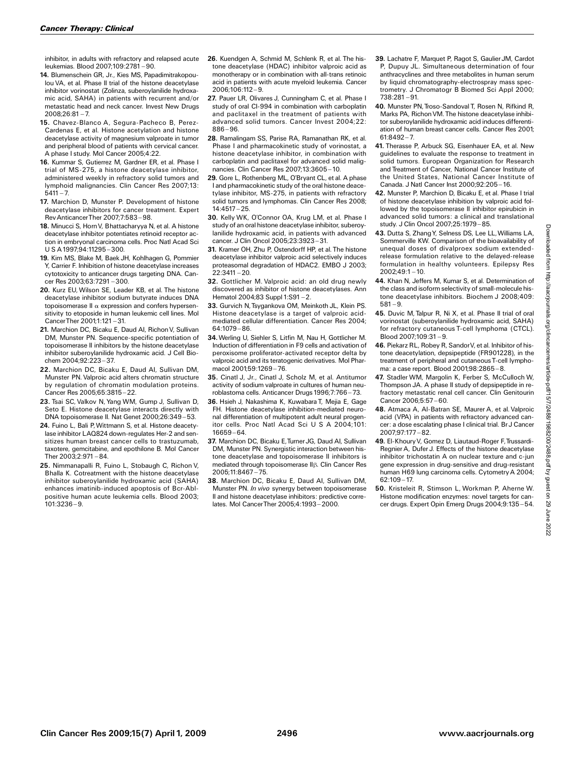inhibitor, in adults with refractory and relapsed acute leukemias. Blood 2007;109:2781 – 90.

**14.** Blumenschein GR, Jr., Kies MS, Papadimitrakopoulou VA, et al. Phase II trial of the histone deacetylase inhibitor vorinostat (Zolinza, suberoylanilide hydroxamic acid, SAHA) in patients with recurrent and/or metastatic head and neck cancer. Invest New Drugs 2008;26:81 – 7.

**15.** Chavez-Blanco A, Segura-Pacheco B, Perez-Cardenas E, et al. Histone acetylation and histone deacetylase activity of magnesium valproate in tumor and peripheral blood of patients with cervical cancer. A phase I study. Mol Cancer 2005;4:22.

**16.** Kummar S, Gutierrez M, Gardner ER, et al. Phase I trial of MS-275, a histone deacetylase inhibitor, administered weekly in refractory solid tumors and lymphoid malignancies. Clin Cancer Res 2007;13:5411 – 7.

**17.** Marchion D, Munster P. Development of histone deacetylase inhibitors for cancer treatment. Expert Rev Anticancer Ther 2007;7:583 – 98.

**18.** Minucci S, Horn V, Bhattacharyya N, et al. A histone deacetylase inhibitor potentiates retinoid receptor action in embryonal carcinoma cells. Proc Natl Acad Sci U S A 1997;94:11295 – 300.

**19.** Kim MS, Blake M, Baek JH, Kohlhagen G, Pommier Y, Carrier F. Inhibition of histone deacetylase increases cytotoxicity to anticancer drugs targeting DNA. Cancer Res 2003;63:7291 – 300.

**20.** Kurz EU, Wilson SE, Leader KB, et al. The histone deacetylase inhibitor sodium butyrate induces DNA topoisomerase II α expression and confers hypersensitivity to etoposide in human leukemic cell lines. Mol Cancer Ther 2001;1:121 – 31.

**21.** Marchion DC, Bicaku E, Daud AI, Richon V, Sullivan DM, Munster PN. Sequence-specific potentiation of topoisomerase II inhibitors by the histone deacetylase inhibitor suberoylanilide hydroxamic acid. J Cell Biochem 2004;92:223 – 37.

**22.** Marchion DC, Bicaku E, Daud AI, Sullivan DM, Munster PN. Valproic acid alters chromatin structure by regulation of chromatin modulation proteins. Cancer Res 2005;65:3815 – 22.

**23.** Tsai SC, Valkov N, Yang WM, Gump J, Sullivan D, Seto E. Histone deacetylase interacts directly with DNA topoisomerase II. Nat Genet 2000;26:349 – 53.

**24.** Fuino L, Bali P, Wittmann S, et al. Histone deacetylase inhibitor LAQ824 down-regulates Her-2 and sensitizes human breast cancer cells to trastuzumab, taxotere, gemcitabine, and epothilone B. Mol Cancer Ther 2003;2:971 – 84.

**25.** Nimmanapalli R, Fuino L, Stobaugh C, Richon V, Bhalla K. Cotreatment with the histone deacetylase inhibitor suberoylanilide hydroxamic acid (SAHA) enhances imatinib-induced apoptosis of Bcr-Abl-positive human acute leukemia cells. Blood 2003;101:3236 – 9.

**26.** Kuendgen A, Schmid M, Schlenk R, et al. The histone deacetylase (HDAC) inhibitor valproic acid as monotherapy or in combination with all-trans retinoic acid in patients with acute myeloid leukemia. Cancer 2006;106:112 – 9.

**27.** Pauer LR, Olivares J, Cunningham C, et al. Phase I study of oral CI-994 in combination with carboplatin and paclitaxel in the treatment of patients with advanced solid tumors. Cancer Invest 2004;22:886 – 96.

**28.** Ramalingam SS, Parise RA, Ramanathan RK, et al. Phase I and pharmacokinetic study of vorinostat, a histone deacetylase inhibitor, in combination with carboplatin and paclitaxel for advanced solid malignancies. Clin Cancer Res 2007;13:3605 – 10.

**29.** Gore L, Rothenberg ML, O'Bryant CL, et al. A phase I and pharmacokinetic study of the oral histone deacetylase inhibitor, MS-275, in patients with refractory solid tumors and lymphomas. Clin Cancer Res 2008;14:4517 – 25.

**30.** Kelly WK, O'Connor OA, Krug LM, et al. Phase I study of an oral histone deacetylase inhibitor, suberoylanilide hydroxamic acid, in patients with advanced cancer. J Clin Oncol 2005;23:3923 – 31.

**31.** Kramer OH, Zhu P, Ostendorff HP, et al. The histone deacetylase inhibitor valproic acid selectively induces proteasomal degradation of HDAC2. EMBO J 2003;22:3411 – 20.

**32.** Gottlicher M. Valproic acid: an old drug newly discovered as inhibitor of histone deacetylases. Ann Hematol 2004;83 Suppl 1:S91 – 2.

**33.** Gurvich N, Tsygankova OM, Meinkoth JL, Klein PS. Histone deacetylase is a target of valproic acid-mediated cellular differentiation. Cancer Res 2004;64:1079 – 86.

**34.** Werling U, Siehler S, Litfin M, Nau H, Gottlicher M. Induction of differentiation in F9 cells and activation of peroxisome proliferator-activated receptor delta by valproic acid and its teratogenic derivatives. Mol Pharmacol 2001;59:1269 – 76.

**35.** Cinatl J, Jr., Cinatl J, Scholz M, et al. Antitumor activity of sodium valproate in cultures of human neuroblastoma cells. Anticancer Drugs 1996;7:766 – 73.

**36.** Hsieh J, Nakashima K, Kuwabara T, Mejia E, Gage FH. Histone deacetylase inhibition-mediated neuronal differentiation of multipotent adult neural progenitor cells. Proc Natl Acad Sci U S A 2004;101:16659 – 64.

**37.** Marchion DC, Bicaku E, Turner JG, Daud AI, Sullivan DM, Munster PN. Synergistic interaction between histone deacetylase and topoisomerase II inhibitors is mediated through topoisomerase IIβ. Clin Cancer Res 2005;11:8467 – 75.

**38.** Marchion DC, Bicaku E, Daud AI, Sullivan DM, Munster PN. *In vivo* synergy between topoisomerase II and histone deacetylase inhibitors: predictive correlates. Mol Cancer Ther 2005;4:1993 – 2000.

**39.** Lachatre F, Marquet P, Ragot S, Gaulier JM, Cardot P, Dupuy JL. Simultaneous determination of four anthracyclines and three metabolites in human serum by liquid chromatography-electrospray mass spectrometry. J Chromatogr B Biomed Sci Appl 2000;738:281 – 91.

**40.** Munster PN, Troso-Sandoval T, Rosen N, Rifkind R, Marks PA, Richon VM. The histone deacetylase inhibitor suberoylanilide hydroxamic acid induces differentiation of human breast cancer cells. Cancer Res 2001;61:8492 – 7.

**41.** Therasse P, Arbuck SG, Eisenhauer EA, et al. New guidelines to evaluate the response to treatment in solid tumors. European Organization for Research and Treatment of Cancer, National Cancer Institute of the United States, National Cancer Institute of Canada. J Natl Cancer Inst 2000;92:205 – 16.

**42.** Munster P, Marchion D, Bicaku E, et al. Phase I trial of histone deacetylase inhibition by valproic acid followed by the topoisomerase II inhibitor epirubicin in advanced solid tumors: a clinical and translational study. J Clin Oncol 2007;25:1979 – 85.

**43.** Dutta S, Zhang Y, Selness DS, Lee LL, Williams LA, Sommerville KW. Comparison of the bioavailability of unequal doses of divalproex sodium extended-release formulation relative to the delayed-release formulation in healthy volunteers. Epilepsy Res 2002;49:1 – 10.

**44.** Khan N, Jeffers M, Kumar S, et al. Determination of the class and isoform selectivity of small-molecule histone deacetylase inhibitors. Biochem J 2008;409:581 – 9.

**45.** Duvic M, Talpur R, Ni X, et al. Phase II trial of oral vorinostat (suberoylanilide hydroxamic acid, SAHA) for refractory cutaneous T-cell lymphoma (CTCL). Blood 2007;109:31 – 9.

**46.** Piekarz RL, Robey R, Sandor V, et al. Inhibitor of histone deacetylation, depsipeptide (FR901228), in the treatment of peripheral and cutaneous T-cell lymphoma: a case report. Blood 2001;98:2865 – 8.

**47.** Stadler WM, Margolin K, Ferber S, McCulloch W, Thompson JA. A phase II study of depsipeptide in refractory metastatic renal cell cancer. Clin Genitourin Cancer 2006;5:57 – 60.

**48.** Atmaca A, Al-Batran SE, Maurer A, et al. Valproic acid (VPA) in patients with refractory advanced cancer: a dose escalating phase I clinical trial. Br J Cancer 2007;97:177 – 82.

**49.** El-Khoury V, Gomez D, Liautaud-Roger F, Trussardi-Regnier A, Dufer J. Effects of the histone deacetylase inhibitor trichostatin A on nuclear texture and c-jun gene expression in drug-sensitive and drug-resistant human H69 lung carcinoma cells. Cytometry A 2004;62:109 – 17.

**50.** Kristeleit R, Stimson L, Workman P, Aherne W. Histone modification enzymes: novel targets for cancer drugs. Expert Opin Emerg Drugs 2004;9:135 – 54.